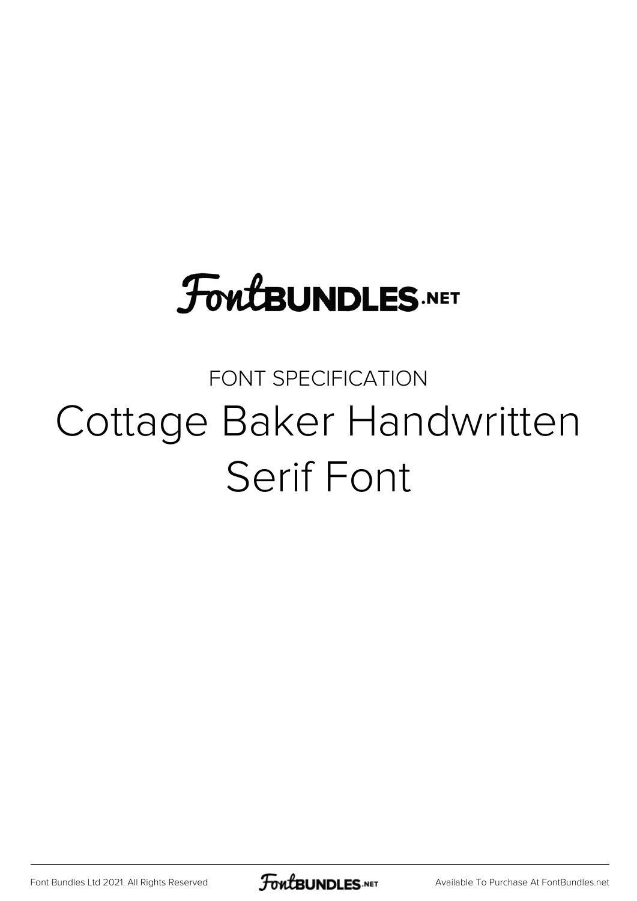FontBUNDLES.NET

FONT SPECIFICATION

# Cottage Baker Handwritten Serif Font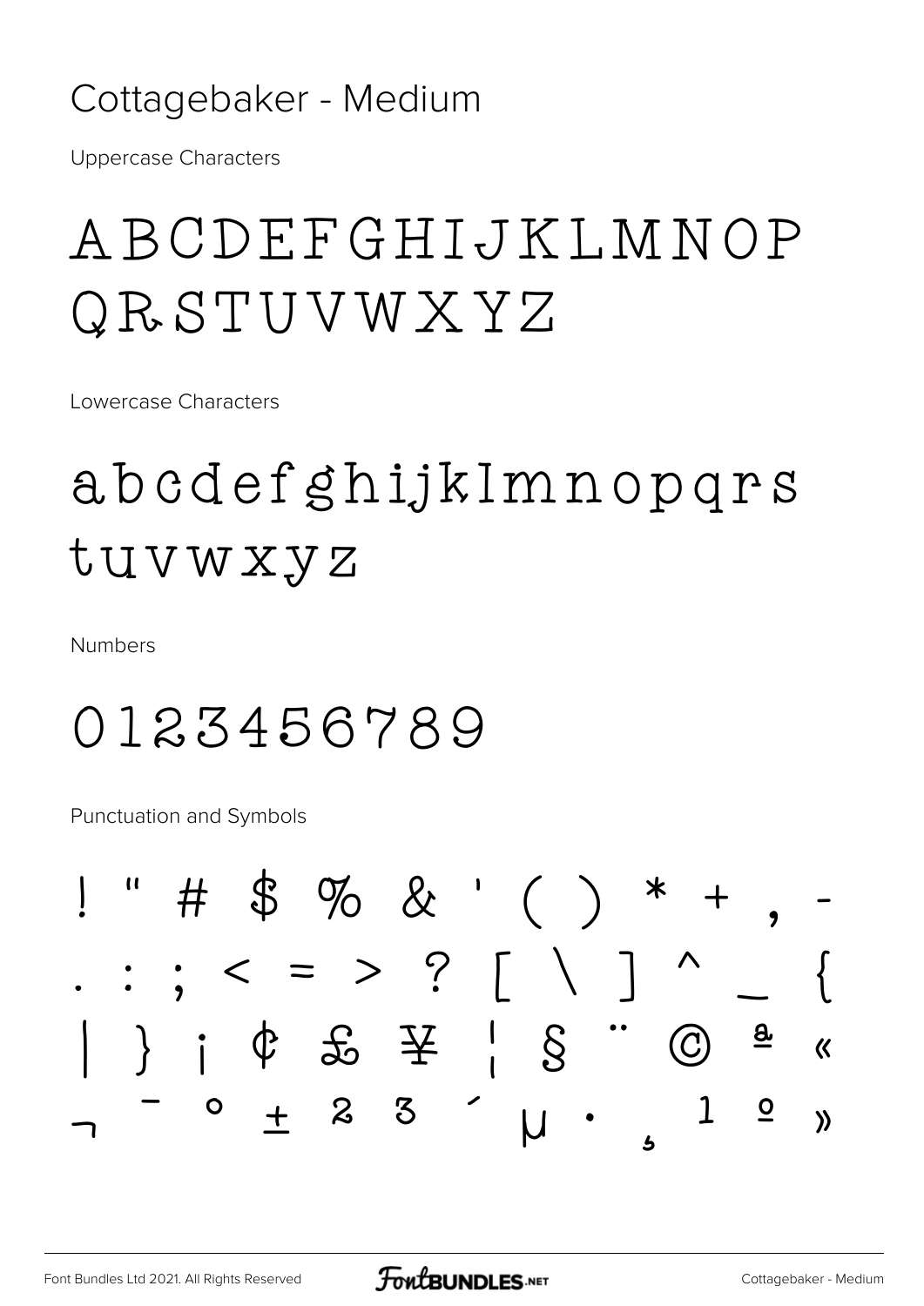# Cottagebaker - Medium

Uppercase Characters

ABCDEFGHIJKLMNOP
QRSTUVWXYZ

Lowercase Characters

abcdefghijklmnopqrs
tuvwxyz

Numbers

0123456789

Punctuation and Symbols

! " # $ % & ' ( ) * + , -
. : ; < = > ? [ \ ] ^ _ {
| } ¡ ¢ £ ¥ ¦ § ¨ © ª «
¬ ¯ ° ± ² ³ ´ µ · ¸ ¹ º »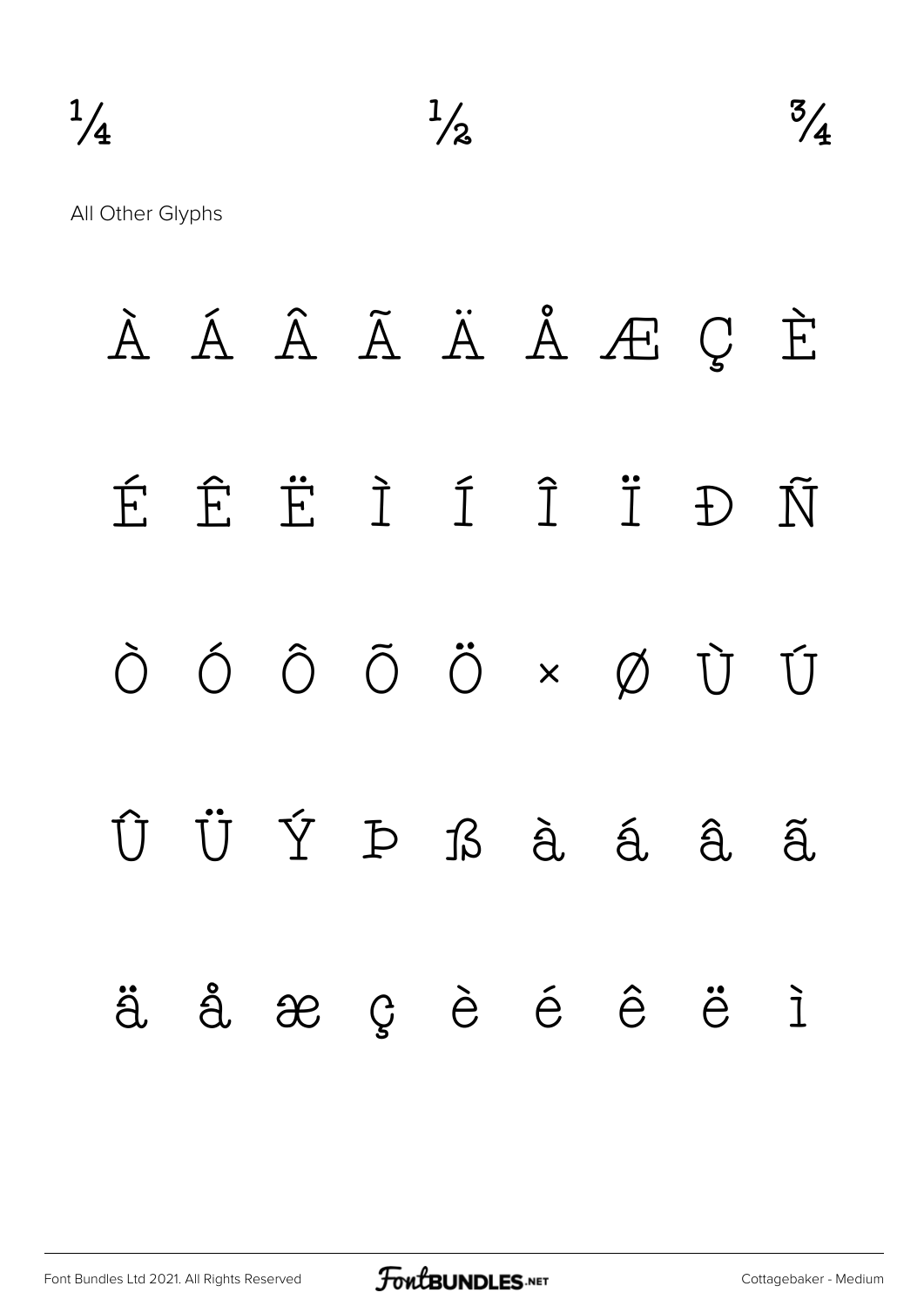¼ ½ ¾

All Other Glyphs

À Á Â Ã Ä Å Æ Ç È

É Ê Ë Ì Í Î Ï Ð Ñ

Ò Ó Ô Õ Ö × Ø Ù Ú

Û Ü Ý Þ ß à á â ã

ä å æ ç è é ê ë ì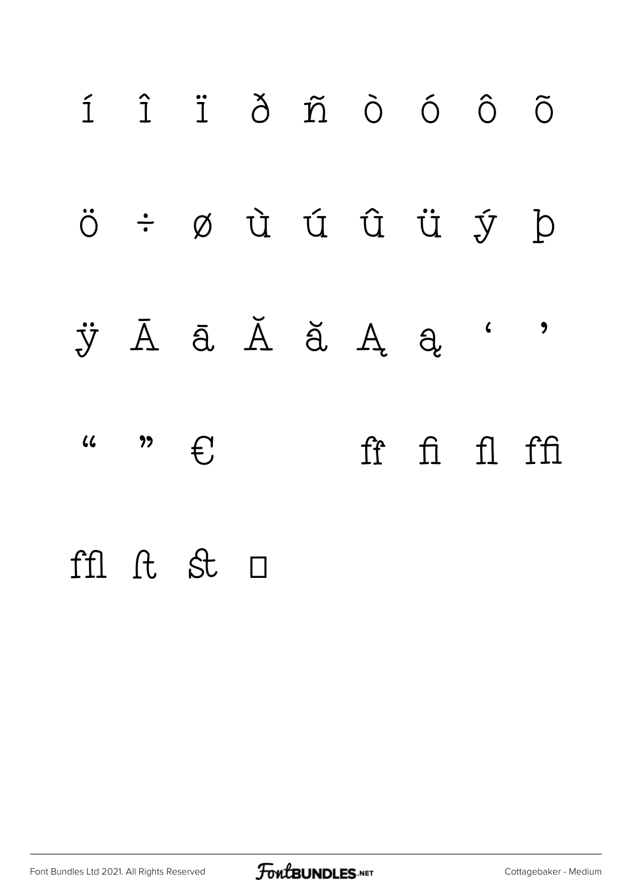í î ï ð ñ ò ó ô õ

ö ÷ ø ù ú û ü ý þ

ÿ Ā ā Ă ă Ą ą ‘ ’

“ ” € ﬀ ﬁ ﬂ ﬃ

ﬄ ﬅ ﬆ □